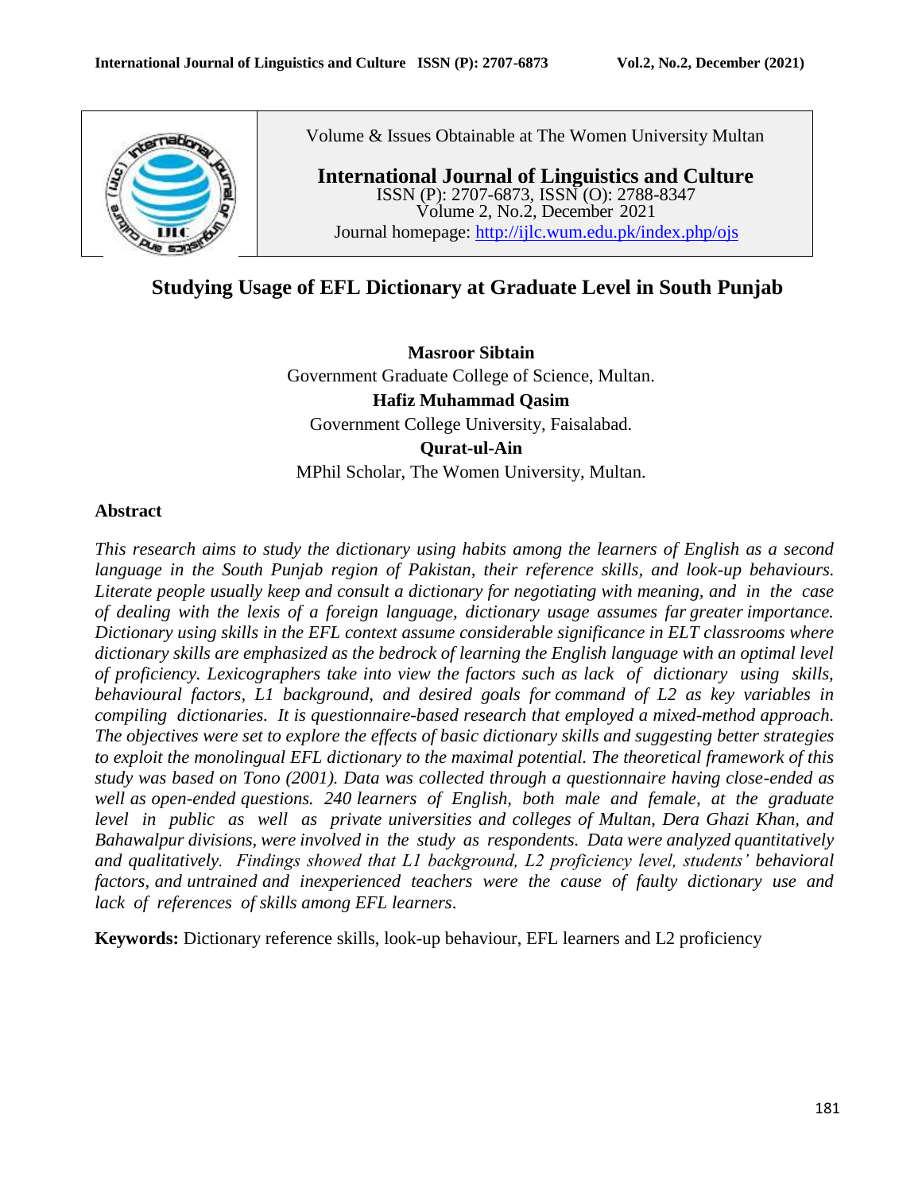Volume & Issues Obtainable at The Women University Multan

**International Journal of Linguistics and Culture**
ISSN (P): 2707-6873, ISSN (O): 2788-8347
Volume 2, No.2, December 2021
Journal homepage: http://ijlc.wum.edu.pk/index.php/ojs

# Studying Usage of EFL Dictionary at Graduate Level in South Punjab

**Masroor Sibtain**
Government Graduate College of Science, Multan.

**Hafiz Muhammad Qasim**
Government College University, Faisalabad.

**Qurat-ul-Ain**
MPhil Scholar, The Women University, Multan.

## Abstract

*This research aims to study the dictionary using habits among the learners of English as a second language in the South Punjab region of Pakistan, their reference skills, and look-up behaviours. Literate people usually keep and consult a dictionary for negotiating with meaning, and in the case of dealing with the lexis of a foreign language, dictionary usage assumes far greater importance. Dictionary using skills in the EFL context assume considerable significance in ELT classrooms where dictionary skills are emphasized as the bedrock of learning the English language with an optimal level of proficiency. Lexicographers take into view the factors such as lack of dictionary using skills, behavioural factors, L1 background, and desired goals for command of L2 as key variables in compiling dictionaries. It is questionnaire-based research that employed a mixed-method approach. The objectives were set to explore the effects of basic dictionary skills and suggesting better strategies to exploit the monolingual EFL dictionary to the maximal potential. The theoretical framework of this study was based on Tono (2001). Data was collected through a questionnaire having close-ended as well as open-ended questions. 240 learners of English, both male and female, at the graduate level in public as well as private universities and colleges of Multan, Dera Ghazi Khan, and Bahawalpur divisions, were involved in the study as respondents. Data were analyzed quantitatively and qualitatively. Findings showed that L1 background, L2 proficiency level, students' behavioral factors, and untrained and inexperienced teachers were the cause of faulty dictionary use and lack of references of skills among EFL learners.*

**Keywords:** Dictionary reference skills, look-up behaviour, EFL learners and L2 proficiency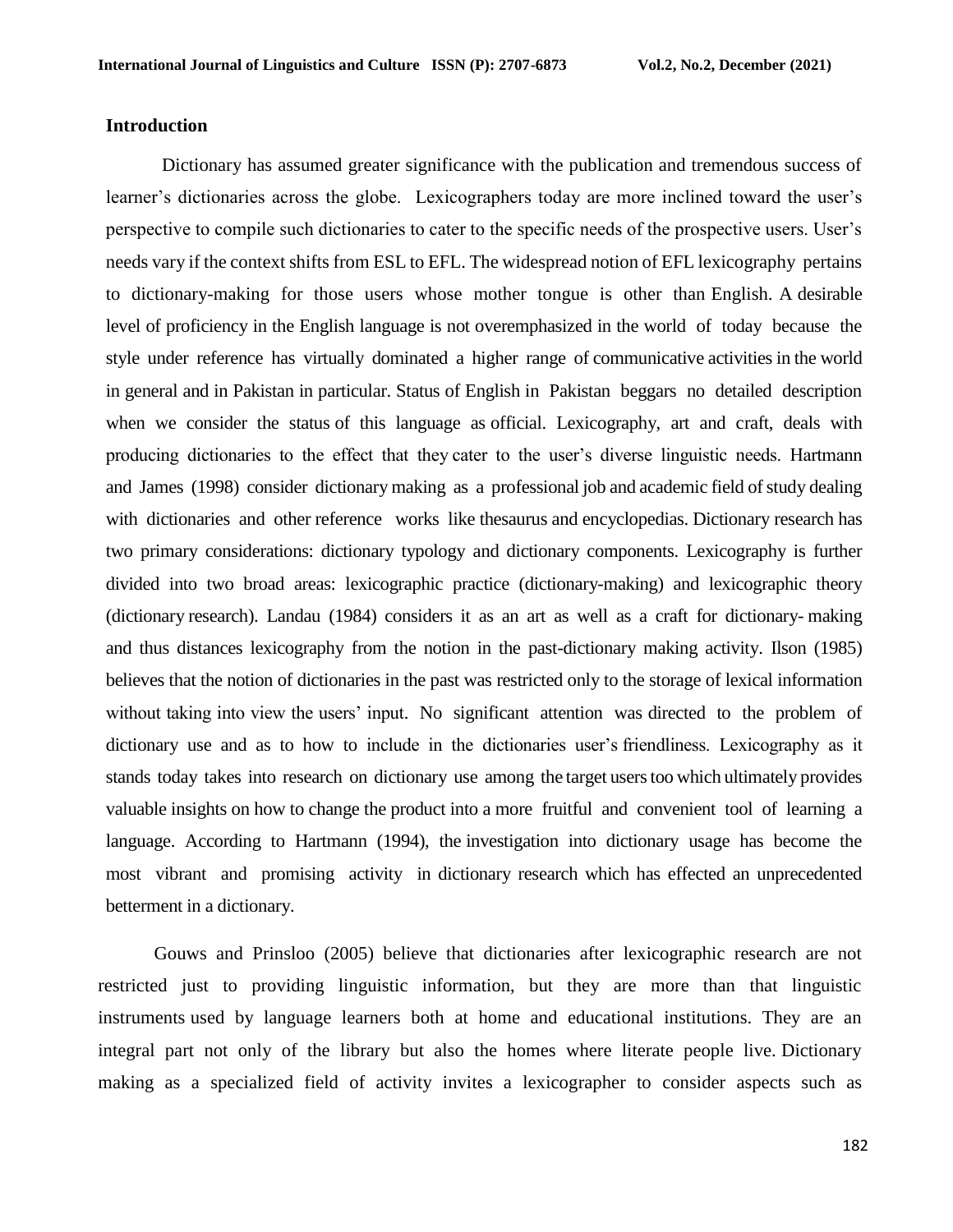## Introduction

Dictionary has assumed greater significance with the publication and tremendous success of learner's dictionaries across the globe. Lexicographers today are more inclined toward the user's perspective to compile such dictionaries to cater to the specific needs of the prospective users. User's needs vary if the context shifts from ESL to EFL. The widespread notion of EFL lexicography pertains to dictionary-making for those users whose mother tongue is other than English. A desirable level of proficiency in the English language is not overemphasized in the world of today because the style under reference has virtually dominated a higher range of communicative activities in the world in general and in Pakistan in particular. Status of English in Pakistan beggars no detailed description when we consider the status of this language as official. Lexicography, art and craft, deals with producing dictionaries to the effect that they cater to the user's diverse linguistic needs. Hartmann and James (1998) consider dictionary making as a professional job and academic field of study dealing with dictionaries and other reference works like thesaurus and encyclopedias. Dictionary research has two primary considerations: dictionary typology and dictionary components. Lexicography is further divided into two broad areas: lexicographic practice (dictionary-making) and lexicographic theory (dictionary research). Landau (1984) considers it as an art as well as a craft for dictionary- making and thus distances lexicography from the notion in the past-dictionary making activity. Ilson (1985) believes that the notion of dictionaries in the past was restricted only to the storage of lexical information without taking into view the users' input. No significant attention was directed to the problem of dictionary use and as to how to include in the dictionaries user's friendliness. Lexicography as it stands today takes into research on dictionary use among the target users too which ultimately provides valuable insights on how to change the product into a more fruitful and convenient tool of learning a language. According to Hartmann (1994), the investigation into dictionary usage has become the most vibrant and promising activity in dictionary research which has effected an unprecedented betterment in a dictionary.

Gouws and Prinsloo (2005) believe that dictionaries after lexicographic research are not restricted just to providing linguistic information, but they are more than that linguistic instruments used by language learners both at home and educational institutions. They are an integral part not only of the library but also the homes where literate people live. Dictionary making as a specialized field of activity invites a lexicographer to consider aspects such as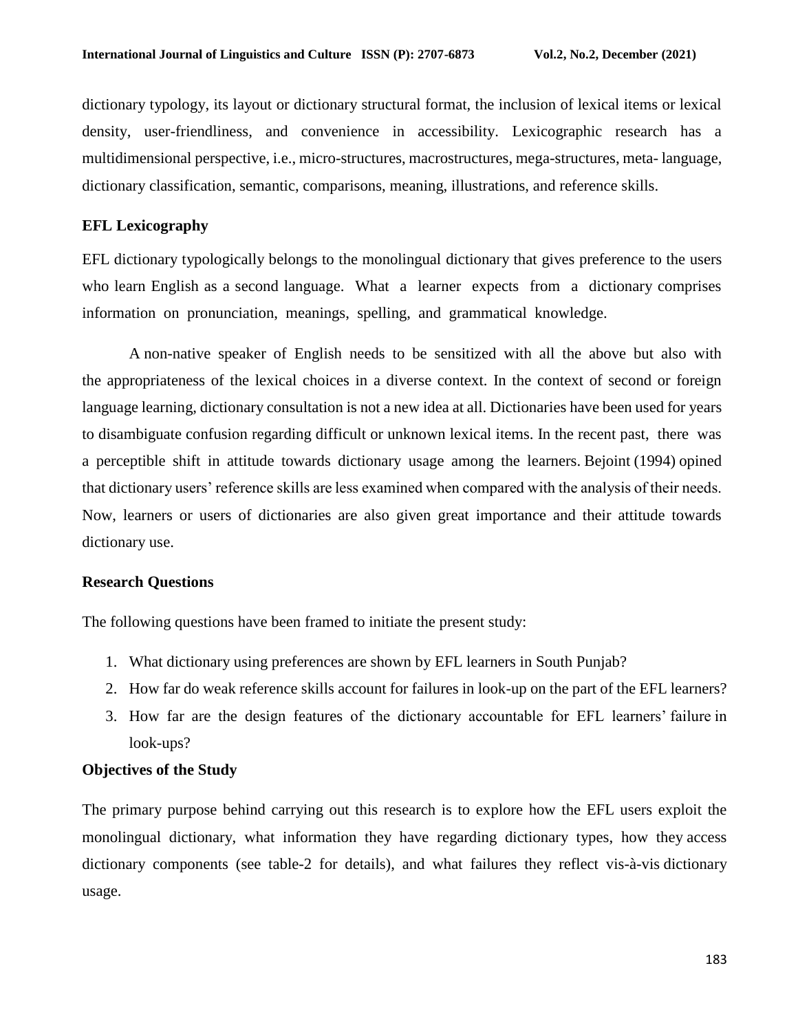dictionary typology, its layout or dictionary structural format, the inclusion of lexical items or lexical density, user-friendliness, and convenience in accessibility. Lexicographic research has a multidimensional perspective, i.e., micro-structures, macrostructures, mega-structures, meta- language, dictionary classification, semantic, comparisons, meaning, illustrations, and reference skills.

## EFL Lexicography

EFL dictionary typologically belongs to the monolingual dictionary that gives preference to the users who learn English as a second language. What a learner expects from a dictionary comprises information on pronunciation, meanings, spelling, and grammatical knowledge.

A non-native speaker of English needs to be sensitized with all the above but also with the appropriateness of the lexical choices in a diverse context. In the context of second or foreign language learning, dictionary consultation is not a new idea at all. Dictionaries have been used for years to disambiguate confusion regarding difficult or unknown lexical items. In the recent past, there was a perceptible shift in attitude towards dictionary usage among the learners. Bejoint (1994) opined that dictionary users' reference skills are less examined when compared with the analysis of their needs. Now, learners or users of dictionaries are also given great importance and their attitude towards dictionary use.

## Research Questions

The following questions have been framed to initiate the present study:

1. What dictionary using preferences are shown by EFL learners in South Punjab?
2. How far do weak reference skills account for failures in look-up on the part of the EFL learners?
3. How far are the design features of the dictionary accountable for EFL learners' failure in look-ups?

## Objectives of the Study

The primary purpose behind carrying out this research is to explore how the EFL users exploit the monolingual dictionary, what information they have regarding dictionary types, how they access dictionary components (see table-2 for details), and what failures they reflect vis-à-vis dictionary usage.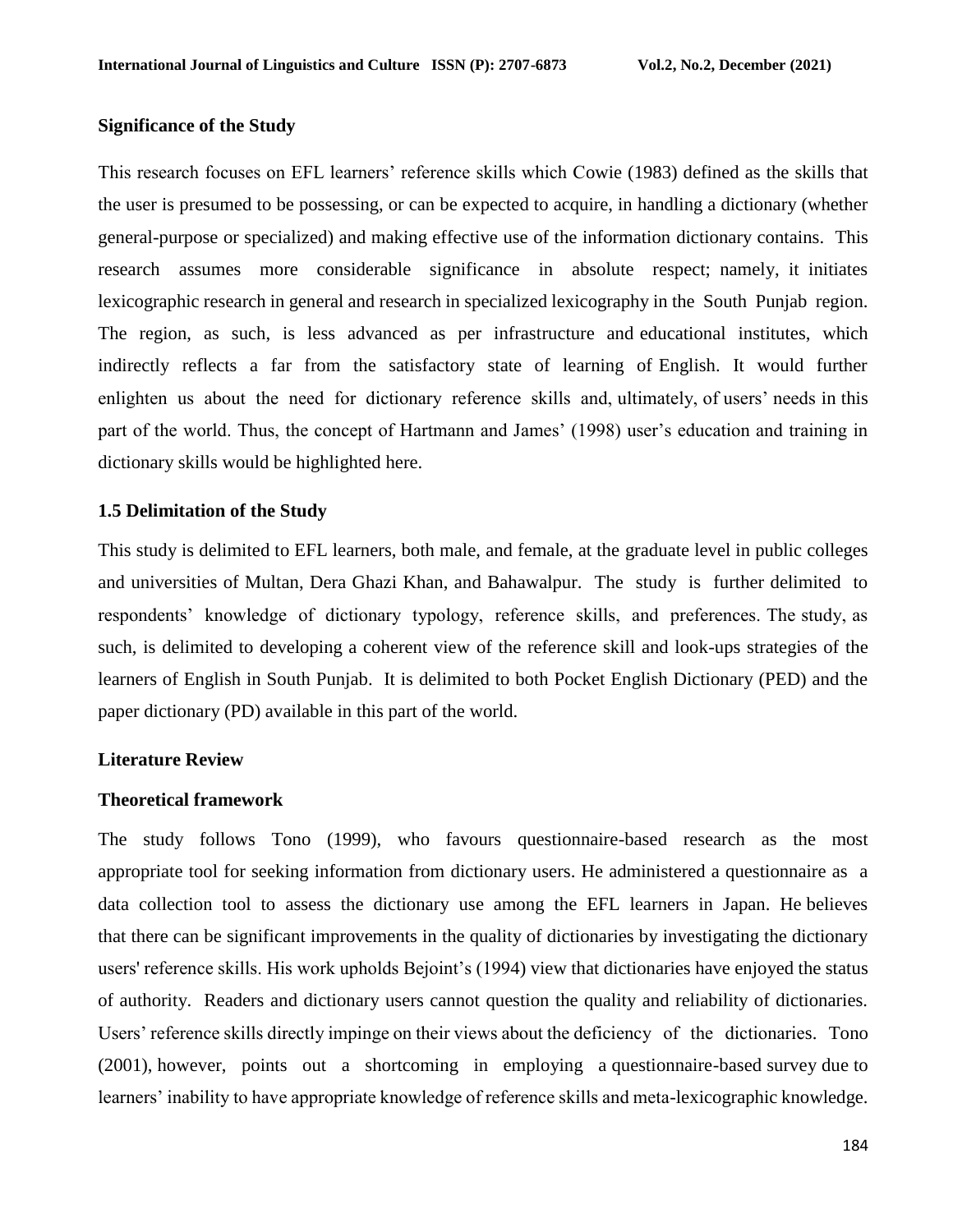## Significance of the Study

This research focuses on EFL learners' reference skills which Cowie (1983) defined as the skills that the user is presumed to be possessing, or can be expected to acquire, in handling a dictionary (whether general-purpose or specialized) and making effective use of the information dictionary contains. This research assumes more considerable significance in absolute respect; namely, it initiates lexicographic research in general and research in specialized lexicography in the South Punjab region. The region, as such, is less advanced as per infrastructure and educational institutes, which indirectly reflects a far from the satisfactory state of learning of English. It would further enlighten us about the need for dictionary reference skills and, ultimately, of users' needs in this part of the world. Thus, the concept of Hartmann and James' (1998) user's education and training in dictionary skills would be highlighted here.

## 1.5 Delimitation of the Study

This study is delimited to EFL learners, both male, and female, at the graduate level in public colleges and universities of Multan, Dera Ghazi Khan, and Bahawalpur. The study is further delimited to respondents' knowledge of dictionary typology, reference skills, and preferences. The study, as such, is delimited to developing a coherent view of the reference skill and look-ups strategies of the learners of English in South Punjab. It is delimited to both Pocket English Dictionary (PED) and the paper dictionary (PD) available in this part of the world.

## Literature Review

### Theoretical framework

The study follows Tono (1999), who favours questionnaire-based research as the most appropriate tool for seeking information from dictionary users. He administered a questionnaire as a data collection tool to assess the dictionary use among the EFL learners in Japan. He believes that there can be significant improvements in the quality of dictionaries by investigating the dictionary users' reference skills. His work upholds Bejoint's (1994) view that dictionaries have enjoyed the status of authority. Readers and dictionary users cannot question the quality and reliability of dictionaries. Users' reference skills directly impinge on their views about the deficiency of the dictionaries. Tono (2001), however, points out a shortcoming in employing a questionnaire-based survey due to learners' inability to have appropriate knowledge of reference skills and meta-lexicographic knowledge.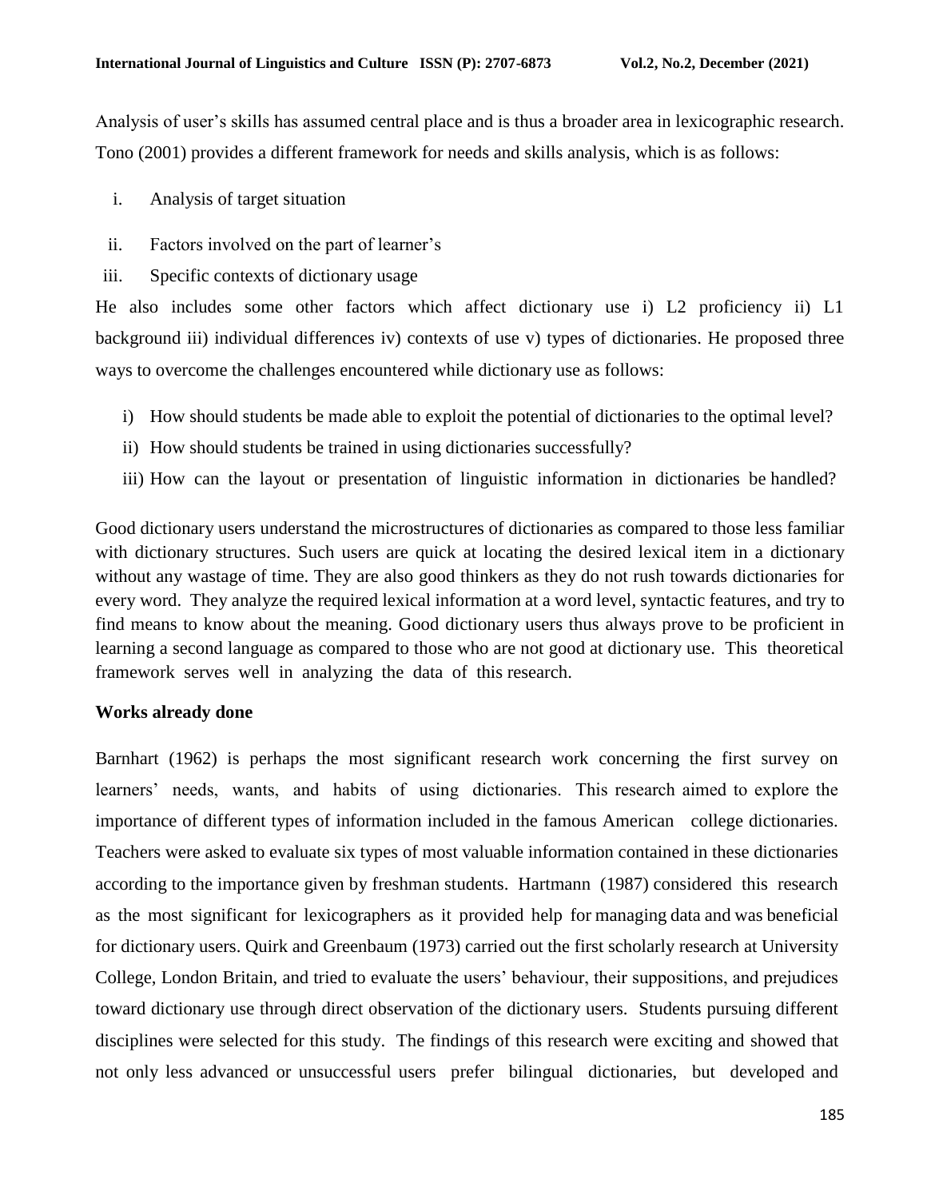Analysis of user's skills has assumed central place and is thus a broader area in lexicographic research. Tono (2001) provides a different framework for needs and skills analysis, which is as follows:

i. Analysis of target situation

ii. Factors involved on the part of learner's

iii. Specific contexts of dictionary usage

He also includes some other factors which affect dictionary use i) L2 proficiency ii) L1 background iii) individual differences iv) contexts of use v) types of dictionaries. He proposed three ways to overcome the challenges encountered while dictionary use as follows:

i) How should students be made able to exploit the potential of dictionaries to the optimal level?

ii) How should students be trained in using dictionaries successfully?

iii) How can the layout or presentation of linguistic information in dictionaries be handled?

Good dictionary users understand the microstructures of dictionaries as compared to those less familiar with dictionary structures. Such users are quick at locating the desired lexical item in a dictionary without any wastage of time. They are also good thinkers as they do not rush towards dictionaries for every word. They analyze the required lexical information at a word level, syntactic features, and try to find means to know about the meaning. Good dictionary users thus always prove to be proficient in learning a second language as compared to those who are not good at dictionary use. This theoretical framework serves well in analyzing the data of this research.

**Works already done**

Barnhart (1962) is perhaps the most significant research work concerning the first survey on learners' needs, wants, and habits of using dictionaries. This research aimed to explore the importance of different types of information included in the famous American college dictionaries. Teachers were asked to evaluate six types of most valuable information contained in these dictionaries according to the importance given by freshman students. Hartmann (1987) considered this research as the most significant for lexicographers as it provided help for managing data and was beneficial for dictionary users. Quirk and Greenbaum (1973) carried out the first scholarly research at University College, London Britain, and tried to evaluate the users' behaviour, their suppositions, and prejudices toward dictionary use through direct observation of the dictionary users. Students pursuing different disciplines were selected for this study. The findings of this research were exciting and showed that not only less advanced or unsuccessful users prefer bilingual dictionaries, but developed and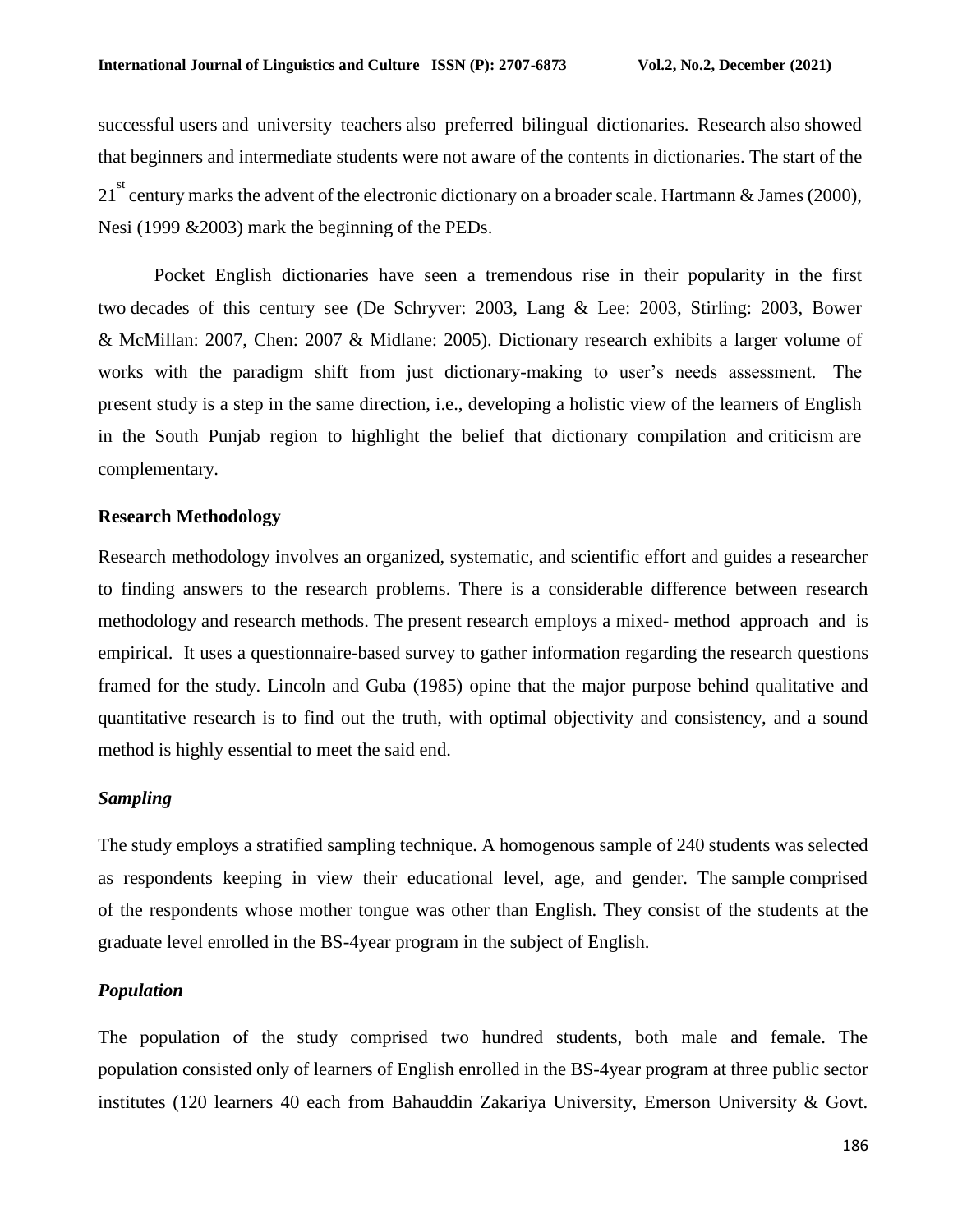successful users and university teachers also preferred bilingual dictionaries. Research also showed that beginners and intermediate students were not aware of the contents in dictionaries. The start of the 21$^{st}$ century marks the advent of the electronic dictionary on a broader scale. Hartmann & James (2000), Nesi (1999 &2003) mark the beginning of the PEDs.

Pocket English dictionaries have seen a tremendous rise in their popularity in the first two decades of this century see (De Schryver: 2003, Lang & Lee: 2003, Stirling: 2003, Bower & McMillan: 2007, Chen: 2007 & Midlane: 2005). Dictionary research exhibits a larger volume of works with the paradigm shift from just dictionary-making to user's needs assessment. The present study is a step in the same direction, i.e., developing a holistic view of the learners of English in the South Punjab region to highlight the belief that dictionary compilation and criticism are complementary.

## Research Methodology

Research methodology involves an organized, systematic, and scientific effort and guides a researcher to finding answers to the research problems. There is a considerable difference between research methodology and research methods. The present research employs a mixed- method approach and is empirical. It uses a questionnaire-based survey to gather information regarding the research questions framed for the study. Lincoln and Guba (1985) opine that the major purpose behind qualitative and quantitative research is to find out the truth, with optimal objectivity and consistency, and a sound method is highly essential to meet the said end.

### *Sampling*

The study employs a stratified sampling technique. A homogenous sample of 240 students was selected as respondents keeping in view their educational level, age, and gender. The sample comprised of the respondents whose mother tongue was other than English. They consist of the students at the graduate level enrolled in the BS-4year program in the subject of English.

### *Population*

The population of the study comprised two hundred students, both male and female. The population consisted only of learners of English enrolled in the BS-4year program at three public sector institutes (120 learners 40 each from Bahauddin Zakariya University, Emerson University & Govt.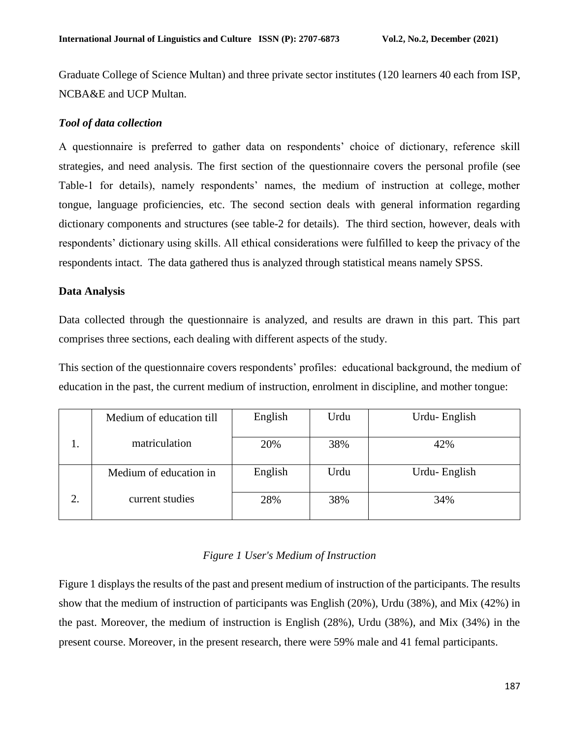Graduate College of Science Multan) and three private sector institutes (120 learners 40 each from ISP, NCBA&E and UCP Multan.

### *Tool of data collection*

A questionnaire is preferred to gather data on respondents' choice of dictionary, reference skill strategies, and need analysis. The first section of the questionnaire covers the personal profile (see Table-1 for details), namely respondents' names, the medium of instruction at college, mother tongue, language proficiencies, etc. The second section deals with general information regarding dictionary components and structures (see table-2 for details). The third section, however, deals with respondents' dictionary using skills. All ethical considerations were fulfilled to keep the privacy of the respondents intact. The data gathered thus is analyzed through statistical means namely SPSS.

## Data Analysis

Data collected through the questionnaire is analyzed, and results are drawn in this part. This part comprises three sections, each dealing with different aspects of the study.

This section of the questionnaire covers respondents' profiles: educational background, the medium of education in the past, the current medium of instruction, enrolment in discipline, and mother tongue:

| | | | | |
|---|---|---|---|---|
| 1. | Medium of education till matriculation | English | Urdu | Urdu- English |
| | | 20% | 38% | 42% |
| 2. | Medium of education in current studies | English | Urdu | Urdu- English |
| | | 28% | 38% | 34% |

*Figure 1 User's Medium of Instruction*

Figure 1 displays the results of the past and present medium of instruction of the participants. The results show that the medium of instruction of participants was English (20%), Urdu (38%), and Mix (42%) in the past. Moreover, the medium of instruction is English (28%), Urdu (38%), and Mix (34%) in the present course. Moreover, in the present research, there were 59% male and 41 femal participants.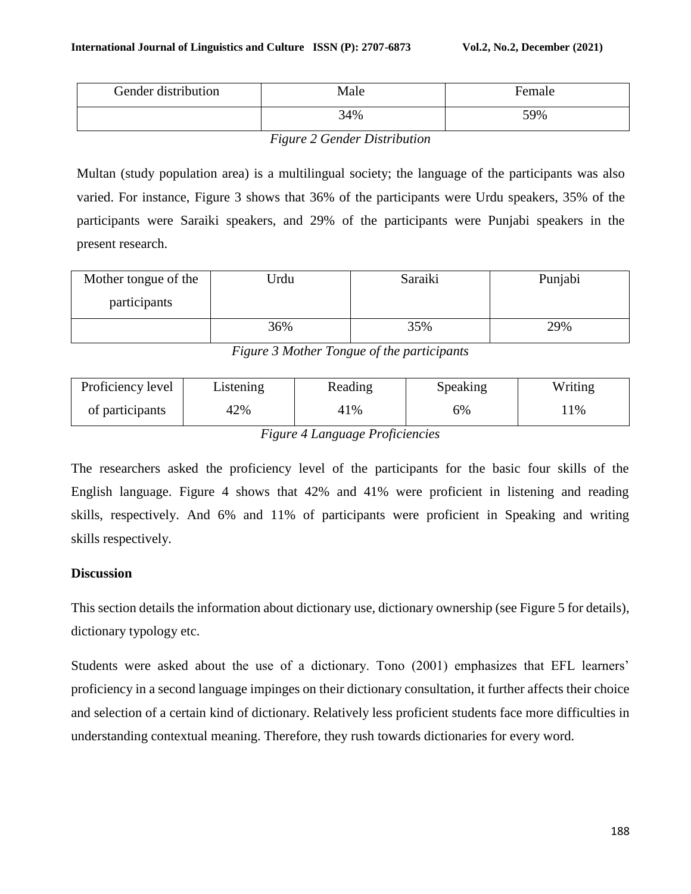| Gender distribution | Male | Female |
|---|---|---|
| | 34% | 59% |

*Figure 2 Gender Distribution*

Multan (study population area) is a multilingual society; the language of the participants was also varied. For instance, Figure 3 shows that 36% of the participants were Urdu speakers, 35% of the participants were Saraiki speakers, and 29% of the participants were Punjabi speakers in the present research.

| Mother tongue of the participants | Urdu | Saraiki | Punjabi |
|---|---|---|---|
| | 36% | 35% | 29% |

*Figure 3 Mother Tongue of the participants*

| Proficiency level of participants | Listening | Reading | Speaking | Writing |
|---|---|---|---|---|
| | 42% | 41% | 6% | 11% |

*Figure 4 Language Proficiencies*

The researchers asked the proficiency level of the participants for the basic four skills of the English language. Figure 4 shows that 42% and 41% were proficient in listening and reading skills, respectively. And 6% and 11% of participants were proficient in Speaking and writing skills respectively.

## Discussion

This section details the information about dictionary use, dictionary ownership (see Figure 5 for details), dictionary typology etc.

Students were asked about the use of a dictionary. Tono (2001) emphasizes that EFL learners' proficiency in a second language impinges on their dictionary consultation, it further affects their choice and selection of a certain kind of dictionary. Relatively less proficient students face more difficulties in understanding contextual meaning. Therefore, they rush towards dictionaries for every word.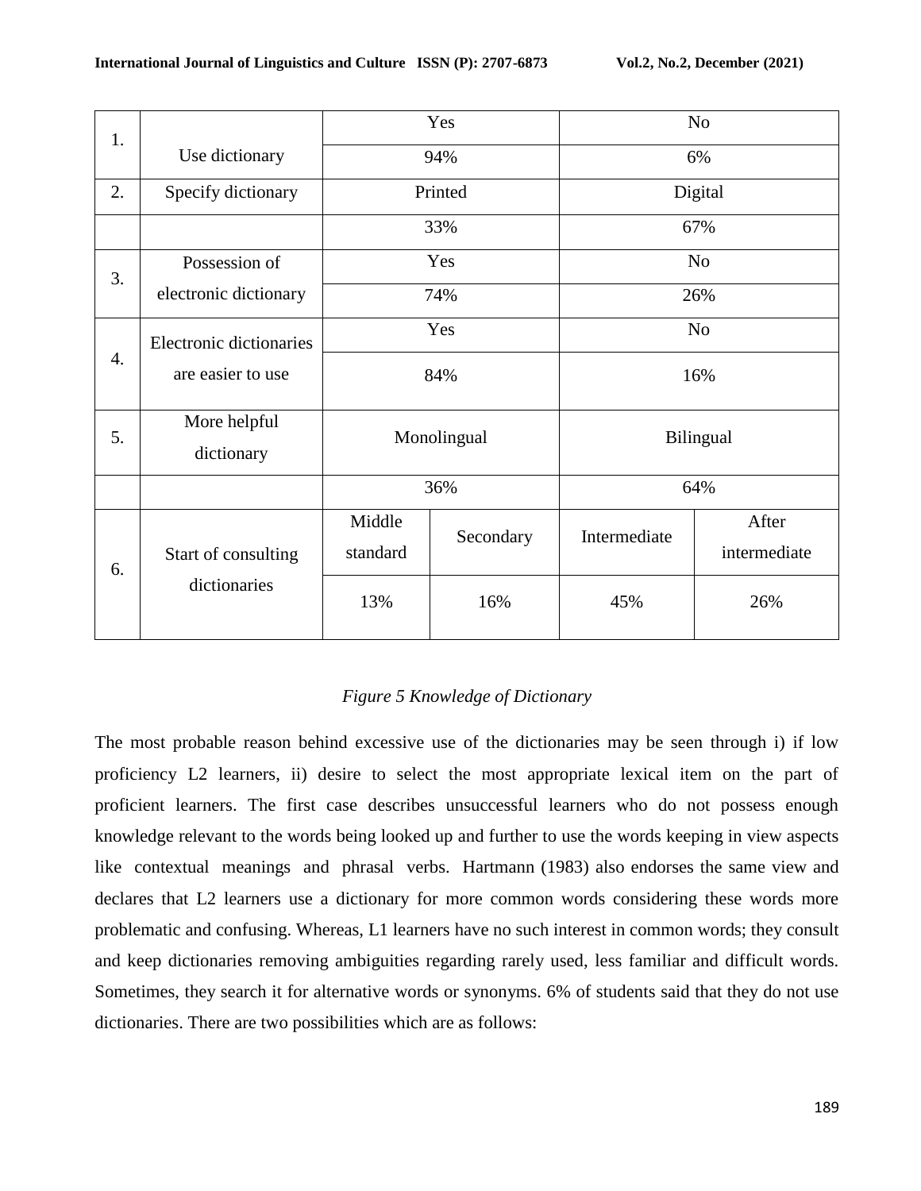| 1. | Use dictionary | Yes | | No | |
|---|---|---|---|---|---|
| | | 94% | | 6% | |
| 2. | Specify dictionary | Printed | | Digital | |
| | | 33% | | 67% | |
| 3. | Possession of electronic dictionary | Yes | | No | |
| | | 74% | | 26% | |
| 4. | Electronic dictionaries are easier to use | Yes | | No | |
| | | 84% | | 16% | |
| 5. | More helpful dictionary | Monolingual | | Bilingual | |
| | | 36% | | 64% | |
| 6. | Start of consulting dictionaries | Middle standard | Secondary | Intermediate | After intermediate |
| | | 13% | 16% | 45% | 26% |

*Figure 5 Knowledge of Dictionary*

The most probable reason behind excessive use of the dictionaries may be seen through i) if low proficiency L2 learners, ii) desire to select the most appropriate lexical item on the part of proficient learners. The first case describes unsuccessful learners who do not possess enough knowledge relevant to the words being looked up and further to use the words keeping in view aspects like contextual meanings and phrasal verbs. Hartmann (1983) also endorses the same view and declares that L2 learners use a dictionary for more common words considering these words more problematic and confusing. Whereas, L1 learners have no such interest in common words; they consult and keep dictionaries removing ambiguities regarding rarely used, less familiar and difficult words. Sometimes, they search it for alternative words or synonyms. 6% of students said that they do not use dictionaries. There are two possibilities which are as follows: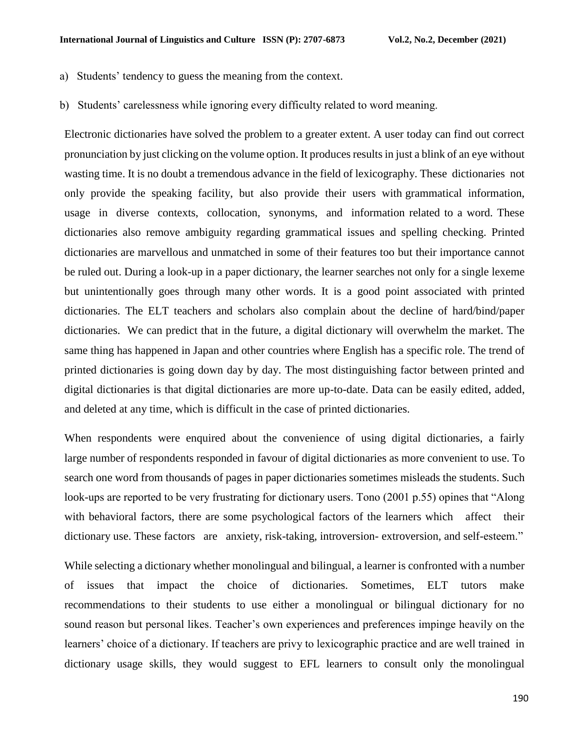a) Students' tendency to guess the meaning from the context.

b) Students' carelessness while ignoring every difficulty related to word meaning.

Electronic dictionaries have solved the problem to a greater extent. A user today can find out correct pronunciation by just clicking on the volume option. It produces results in just a blink of an eye without wasting time. It is no doubt a tremendous advance in the field of lexicography. These dictionaries not only provide the speaking facility, but also provide their users with grammatical information, usage in diverse contexts, collocation, synonyms, and information related to a word. These dictionaries also remove ambiguity regarding grammatical issues and spelling checking. Printed dictionaries are marvellous and unmatched in some of their features too but their importance cannot be ruled out. During a look-up in a paper dictionary, the learner searches not only for a single lexeme but unintentionally goes through many other words. It is a good point associated with printed dictionaries. The ELT teachers and scholars also complain about the decline of hard/bind/paper dictionaries. We can predict that in the future, a digital dictionary will overwhelm the market. The same thing has happened in Japan and other countries where English has a specific role. The trend of printed dictionaries is going down day by day. The most distinguishing factor between printed and digital dictionaries is that digital dictionaries are more up-to-date. Data can be easily edited, added, and deleted at any time, which is difficult in the case of printed dictionaries.

When respondents were enquired about the convenience of using digital dictionaries, a fairly large number of respondents responded in favour of digital dictionaries as more convenient to use. To search one word from thousands of pages in paper dictionaries sometimes misleads the students. Such look-ups are reported to be very frustrating for dictionary users. Tono (2001 p.55) opines that "Along with behavioral factors, there are some psychological factors of the learners which affect their dictionary use. These factors are anxiety, risk-taking, introversion- extroversion, and self-esteem."

While selecting a dictionary whether monolingual and bilingual, a learner is confronted with a number of issues that impact the choice of dictionaries. Sometimes, ELT tutors make recommendations to their students to use either a monolingual or bilingual dictionary for no sound reason but personal likes. Teacher's own experiences and preferences impinge heavily on the learners' choice of a dictionary. If teachers are privy to lexicographic practice and are well trained in dictionary usage skills, they would suggest to EFL learners to consult only the monolingual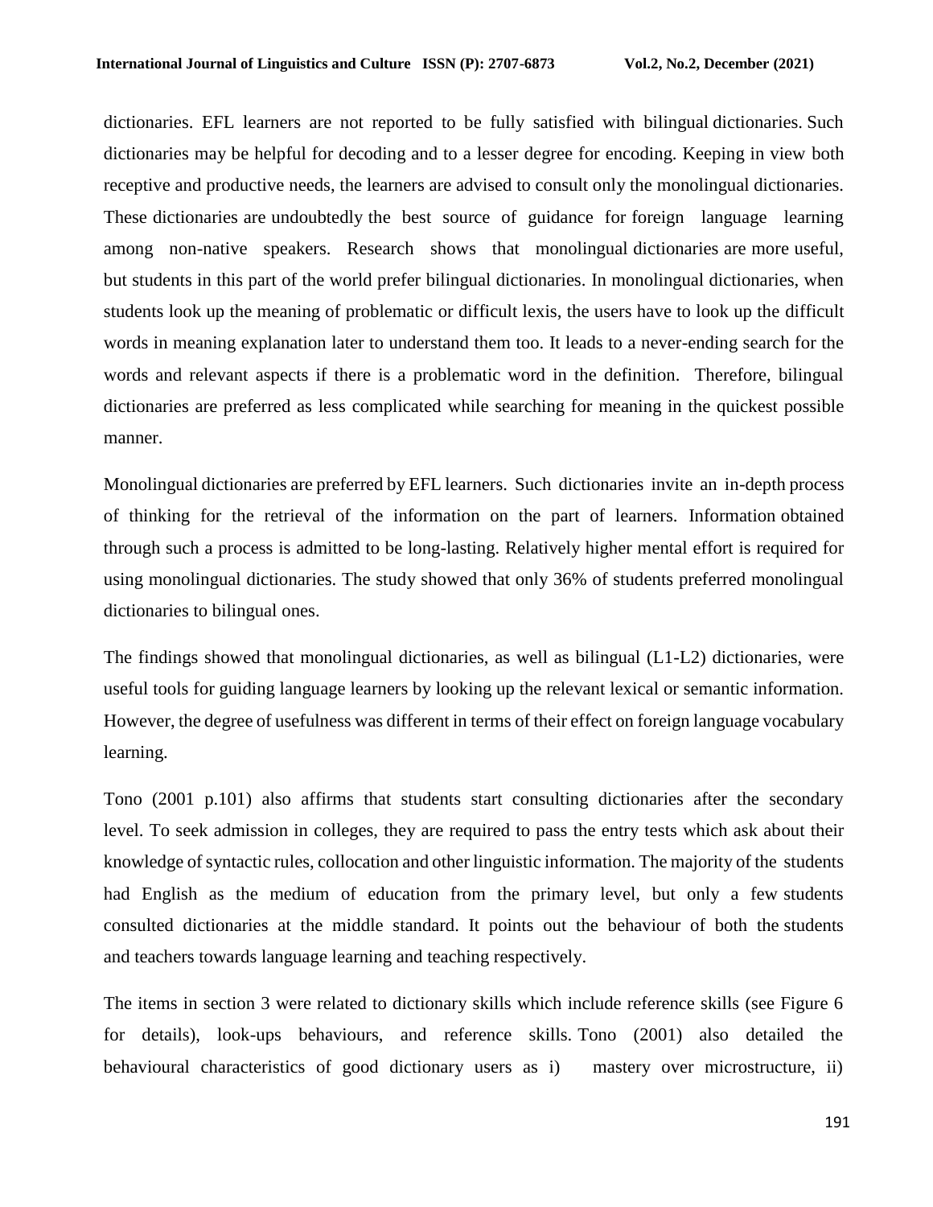dictionaries. EFL learners are not reported to be fully satisfied with bilingual dictionaries. Such dictionaries may be helpful for decoding and to a lesser degree for encoding. Keeping in view both receptive and productive needs, the learners are advised to consult only the monolingual dictionaries. These dictionaries are undoubtedly the best source of guidance for foreign language learning among non-native speakers. Research shows that monolingual dictionaries are more useful, but students in this part of the world prefer bilingual dictionaries. In monolingual dictionaries, when students look up the meaning of problematic or difficult lexis, the users have to look up the difficult words in meaning explanation later to understand them too. It leads to a never-ending search for the words and relevant aspects if there is a problematic word in the definition. Therefore, bilingual dictionaries are preferred as less complicated while searching for meaning in the quickest possible manner.

Monolingual dictionaries are preferred by EFL learners. Such dictionaries invite an in-depth process of thinking for the retrieval of the information on the part of learners. Information obtained through such a process is admitted to be long-lasting. Relatively higher mental effort is required for using monolingual dictionaries. The study showed that only 36% of students preferred monolingual dictionaries to bilingual ones.

The findings showed that monolingual dictionaries, as well as bilingual (L1-L2) dictionaries, were useful tools for guiding language learners by looking up the relevant lexical or semantic information. However, the degree of usefulness was different in terms of their effect on foreign language vocabulary learning.

Tono (2001 p.101) also affirms that students start consulting dictionaries after the secondary level. To seek admission in colleges, they are required to pass the entry tests which ask about their knowledge of syntactic rules, collocation and other linguistic information. The majority of the students had English as the medium of education from the primary level, but only a few students consulted dictionaries at the middle standard. It points out the behaviour of both the students and teachers towards language learning and teaching respectively.

The items in section 3 were related to dictionary skills which include reference skills (see Figure 6 for details), look-ups behaviours, and reference skills. Tono (2001) also detailed the behavioural characteristics of good dictionary users as i) mastery over microstructure, ii)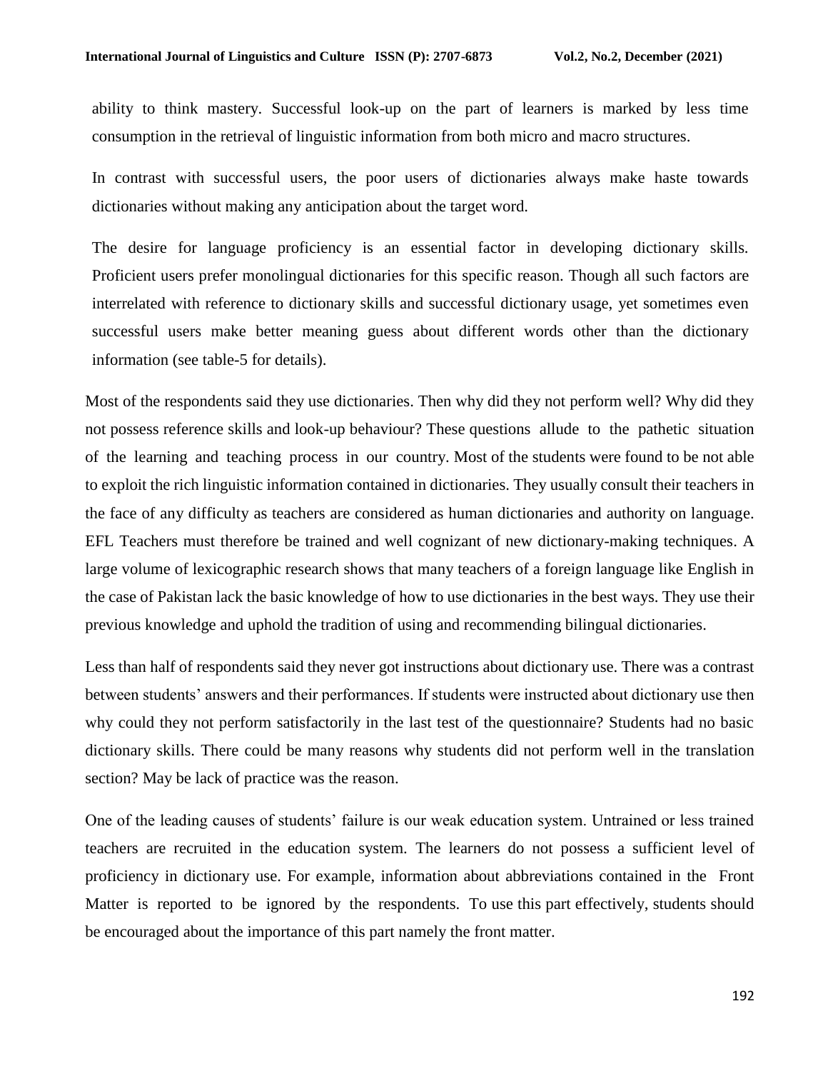ability to think mastery. Successful look-up on the part of learners is marked by less time consumption in the retrieval of linguistic information from both micro and macro structures.

In contrast with successful users, the poor users of dictionaries always make haste towards dictionaries without making any anticipation about the target word.

The desire for language proficiency is an essential factor in developing dictionary skills. Proficient users prefer monolingual dictionaries for this specific reason. Though all such factors are interrelated with reference to dictionary skills and successful dictionary usage, yet sometimes even successful users make better meaning guess about different words other than the dictionary information (see table-5 for details).

Most of the respondents said they use dictionaries. Then why did they not perform well? Why did they not possess reference skills and look-up behaviour? These questions allude to the pathetic situation of the learning and teaching process in our country. Most of the students were found to be not able to exploit the rich linguistic information contained in dictionaries. They usually consult their teachers in the face of any difficulty as teachers are considered as human dictionaries and authority on language. EFL Teachers must therefore be trained and well cognizant of new dictionary-making techniques. A large volume of lexicographic research shows that many teachers of a foreign language like English in the case of Pakistan lack the basic knowledge of how to use dictionaries in the best ways. They use their previous knowledge and uphold the tradition of using and recommending bilingual dictionaries.

Less than half of respondents said they never got instructions about dictionary use. There was a contrast between students' answers and their performances. If students were instructed about dictionary use then why could they not perform satisfactorily in the last test of the questionnaire? Students had no basic dictionary skills. There could be many reasons why students did not perform well in the translation section? May be lack of practice was the reason.

One of the leading causes of students' failure is our weak education system. Untrained or less trained teachers are recruited in the education system. The learners do not possess a sufficient level of proficiency in dictionary use. For example, information about abbreviations contained in the Front Matter is reported to be ignored by the respondents. To use this part effectively, students should be encouraged about the importance of this part namely the front matter.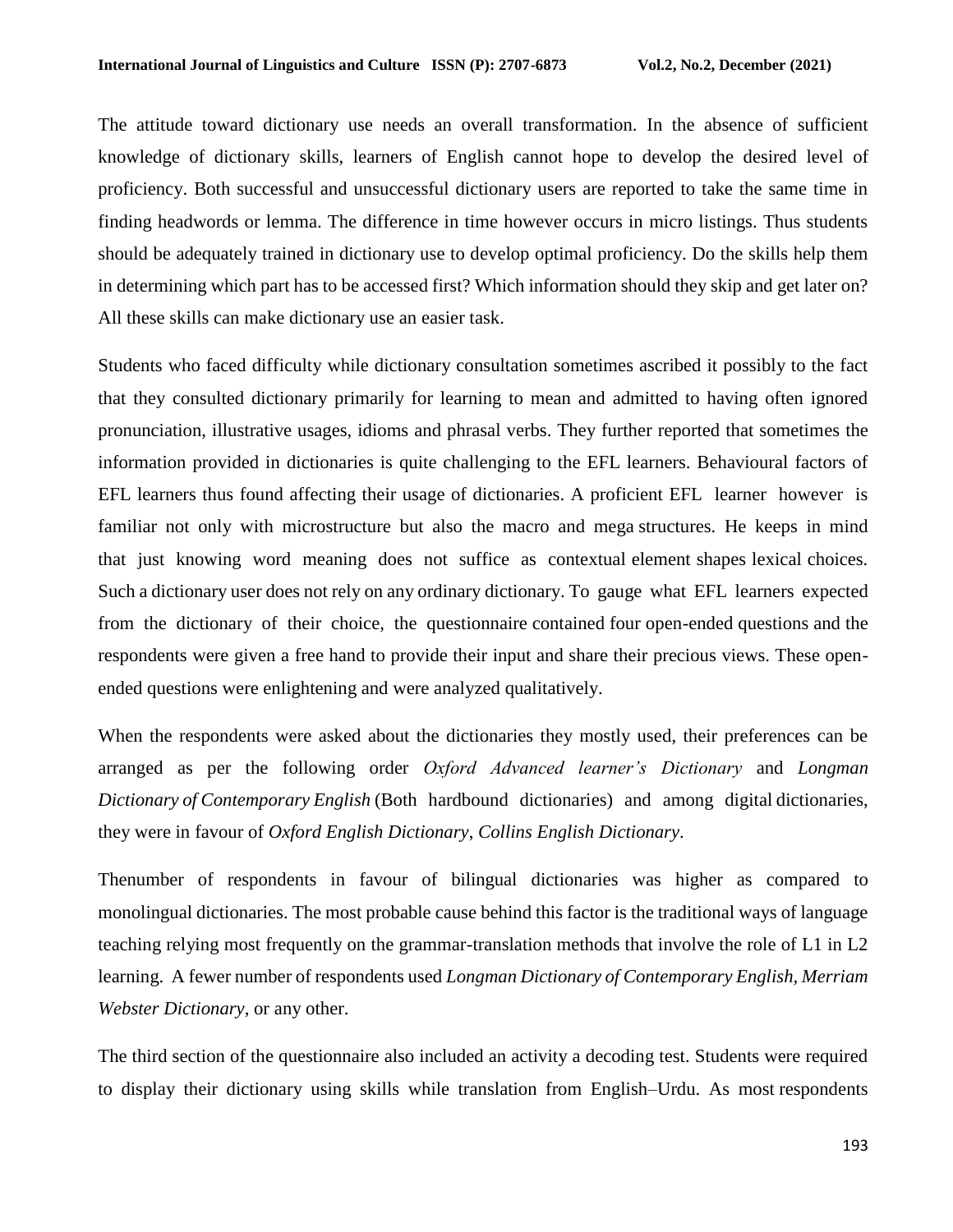The attitude toward dictionary use needs an overall transformation. In the absence of sufficient knowledge of dictionary skills, learners of English cannot hope to develop the desired level of proficiency. Both successful and unsuccessful dictionary users are reported to take the same time in finding headwords or lemma. The difference in time however occurs in micro listings. Thus students should be adequately trained in dictionary use to develop optimal proficiency. Do the skills help them in determining which part has to be accessed first? Which information should they skip and get later on? All these skills can make dictionary use an easier task.

Students who faced difficulty while dictionary consultation sometimes ascribed it possibly to the fact that they consulted dictionary primarily for learning to mean and admitted to having often ignored pronunciation, illustrative usages, idioms and phrasal verbs. They further reported that sometimes the information provided in dictionaries is quite challenging to the EFL learners. Behavioural factors of EFL learners thus found affecting their usage of dictionaries. A proficient EFL learner however is familiar not only with microstructure but also the macro and mega structures. He keeps in mind that just knowing word meaning does not suffice as contextual element shapes lexical choices. Such a dictionary user does not rely on any ordinary dictionary. To gauge what EFL learners expected from the dictionary of their choice, the questionnaire contained four open-ended questions and the respondents were given a free hand to provide their input and share their precious views. These open-ended questions were enlightening and were analyzed qualitatively.

When the respondents were asked about the dictionaries they mostly used, their preferences can be arranged as per the following order *Oxford Advanced learner's Dictionary* and *Longman Dictionary of Contemporary English* (Both hardbound dictionaries) and among digital dictionaries, they were in favour of *Oxford English Dictionary*, *Collins English Dictionary*.

Thenumber of respondents in favour of bilingual dictionaries was higher as compared to monolingual dictionaries. The most probable cause behind this factor is the traditional ways of language teaching relying most frequently on the grammar-translation methods that involve the role of L1 in L2 learning. A fewer number of respondents used *Longman Dictionary of Contemporary English, Merriam Webster Dictionary*, or any other.

The third section of the questionnaire also included an activity a decoding test. Students were required to display their dictionary using skills while translation from English–Urdu. As most respondents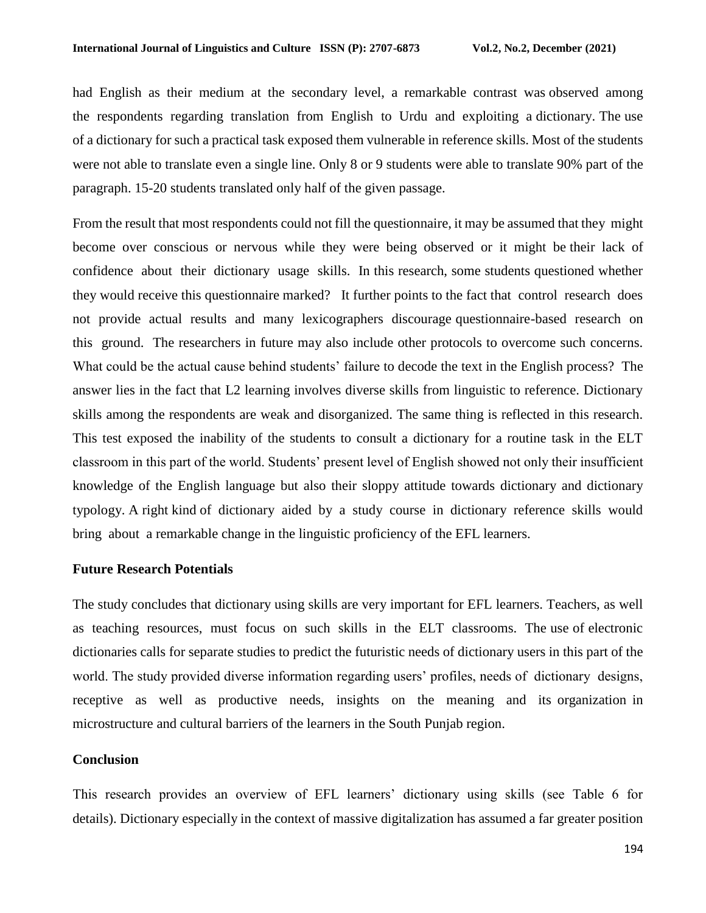had English as their medium at the secondary level, a remarkable contrast was observed among the respondents regarding translation from English to Urdu and exploiting a dictionary. The use of a dictionary for such a practical task exposed them vulnerable in reference skills. Most of the students were not able to translate even a single line. Only 8 or 9 students were able to translate 90% part of the paragraph. 15-20 students translated only half of the given passage.

From the result that most respondents could not fill the questionnaire, it may be assumed that they might become over conscious or nervous while they were being observed or it might be their lack of confidence about their dictionary usage skills. In this research, some students questioned whether they would receive this questionnaire marked? It further points to the fact that control research does not provide actual results and many lexicographers discourage questionnaire-based research on this ground. The researchers in future may also include other protocols to overcome such concerns. What could be the actual cause behind students' failure to decode the text in the English process? The answer lies in the fact that L2 learning involves diverse skills from linguistic to reference. Dictionary skills among the respondents are weak and disorganized. The same thing is reflected in this research. This test exposed the inability of the students to consult a dictionary for a routine task in the ELT classroom in this part of the world. Students' present level of English showed not only their insufficient knowledge of the English language but also their sloppy attitude towards dictionary and dictionary typology. A right kind of dictionary aided by a study course in dictionary reference skills would bring about a remarkable change in the linguistic proficiency of the EFL learners.

## Future Research Potentials

The study concludes that dictionary using skills are very important for EFL learners. Teachers, as well as teaching resources, must focus on such skills in the ELT classrooms. The use of electronic dictionaries calls for separate studies to predict the futuristic needs of dictionary users in this part of the world. The study provided diverse information regarding users' profiles, needs of dictionary designs, receptive as well as productive needs, insights on the meaning and its organization in microstructure and cultural barriers of the learners in the South Punjab region.

## Conclusion

This research provides an overview of EFL learners' dictionary using skills (see Table 6 for details). Dictionary especially in the context of massive digitalization has assumed a far greater position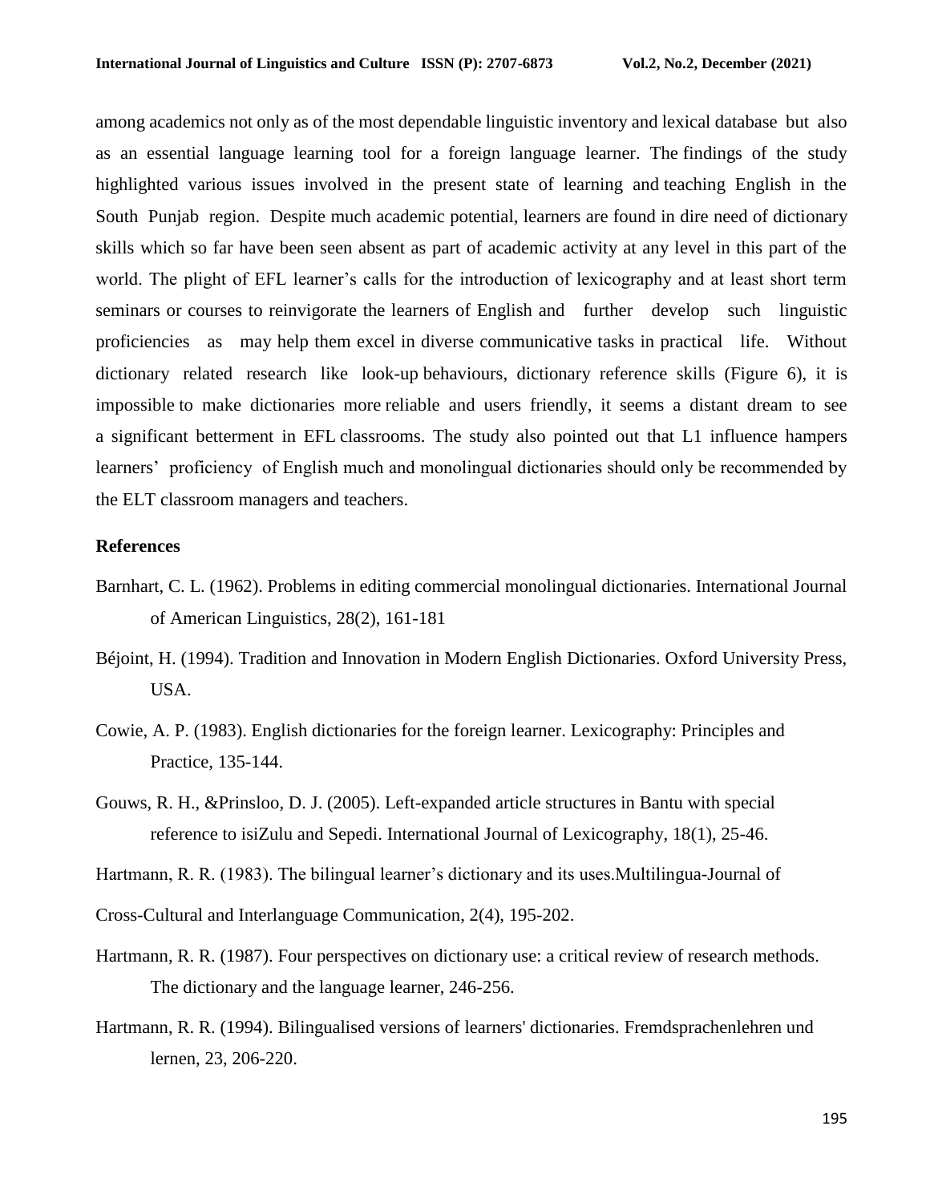among academics not only as of the most dependable linguistic inventory and lexical database but also as an essential language learning tool for a foreign language learner. The findings of the study highlighted various issues involved in the present state of learning and teaching English in the South Punjab region. Despite much academic potential, learners are found in dire need of dictionary skills which so far have been seen absent as part of academic activity at any level in this part of the world. The plight of EFL learner's calls for the introduction of lexicography and at least short term seminars or courses to reinvigorate the learners of English and further develop such linguistic proficiencies as may help them excel in diverse communicative tasks in practical life. Without dictionary related research like look-up behaviours, dictionary reference skills (Figure 6), it is impossible to make dictionaries more reliable and users friendly, it seems a distant dream to see a significant betterment in EFL classrooms. The study also pointed out that L1 influence hampers learners' proficiency of English much and monolingual dictionaries should only be recommended by the ELT classroom managers and teachers.

## References

Barnhart, C. L. (1962). Problems in editing commercial monolingual dictionaries. International Journal of American Linguistics, 28(2), 161-181

Béjoint, H. (1994). Tradition and Innovation in Modern English Dictionaries. Oxford University Press, USA.

Cowie, A. P. (1983). English dictionaries for the foreign learner. Lexicography: Principles and Practice, 135-144.

Gouws, R. H., &Prinsloo, D. J. (2005). Left-expanded article structures in Bantu with special reference to isiZulu and Sepedi. International Journal of Lexicography, 18(1), 25-46.

Hartmann, R. R. (1983). The bilingual learner's dictionary and its uses.Multilingua-Journal of Cross-Cultural and Interlanguage Communication, 2(4), 195-202.

Hartmann, R. R. (1987). Four perspectives on dictionary use: a critical review of research methods. The dictionary and the language learner, 246-256.

Hartmann, R. R. (1994). Bilingualised versions of learners' dictionaries. Fremdsprachenlehren und lernen, 23, 206-220.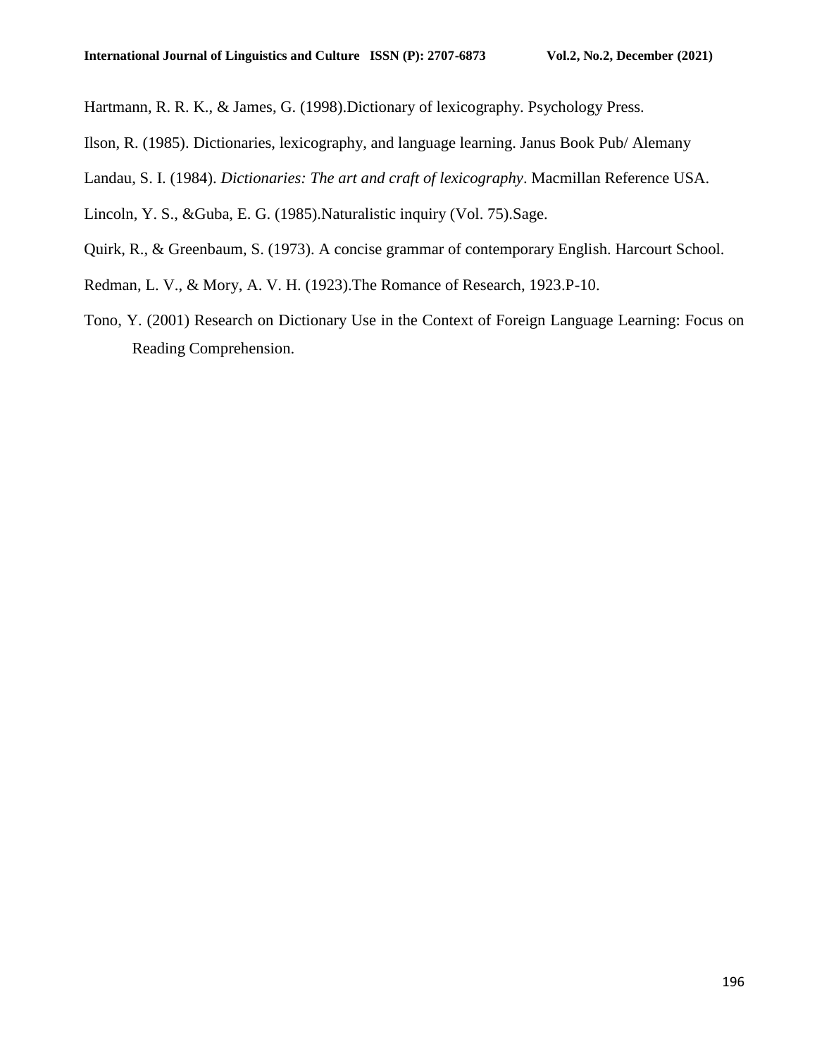Hartmann, R. R. K., & James, G. (1998).Dictionary of lexicography. Psychology Press.

Ilson, R. (1985). Dictionaries, lexicography, and language learning. Janus Book Pub/ Alemany

Landau, S. I. (1984). *Dictionaries: The art and craft of lexicography*. Macmillan Reference USA.

Lincoln, Y. S., &Guba, E. G. (1985).Naturalistic inquiry (Vol. 75).Sage.

Quirk, R., & Greenbaum, S. (1973). A concise grammar of contemporary English. Harcourt School.

Redman, L. V., & Mory, A. V. H. (1923).The Romance of Research, 1923.P-10.

Tono, Y. (2001) Research on Dictionary Use in the Context of Foreign Language Learning: Focus on Reading Comprehension.